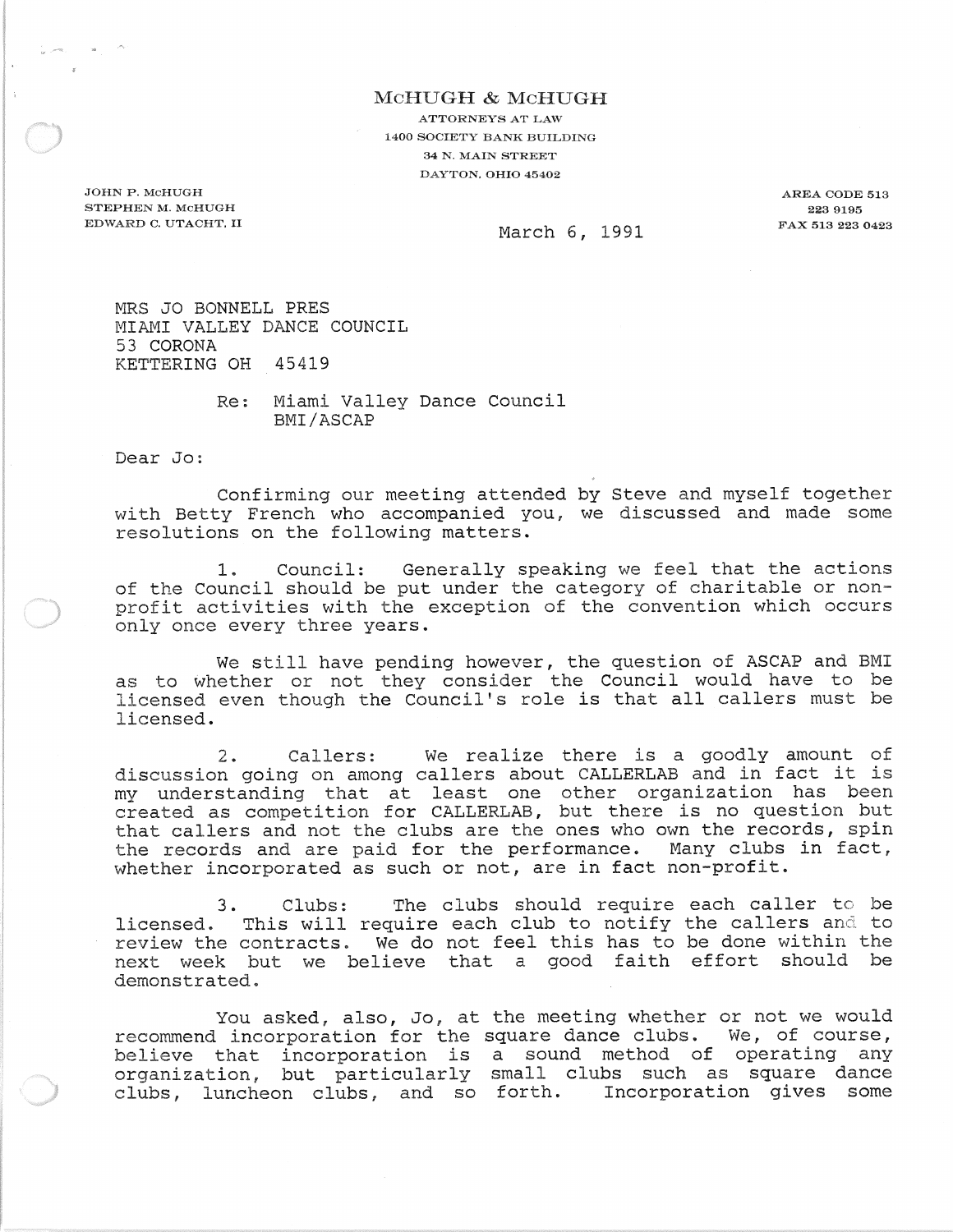McHUGH & McHUGH

ATTORNEYS AT LAW
1400 SOCIETY BANK BUILDING
34 N. MAIN STREET
DAYTON, OHIO 45402

JOHN P. McHUGH
STEPHEN M. McHUGH
EDWARD C. UTACHT, II

AREA CODE 513
223 9195
FAX 513 223 0423

March 6, 1991

MRS JO BONNELL PRES
MIAMI VALLEY DANCE COUNCIL
53 CORONA
KETTERING OH 45419

Re: Miami Valley Dance Council
BMI/ASCAP

Dear Jo:

Confirming our meeting attended by Steve and myself together with Betty French who accompanied you, we discussed and made some resolutions on the following matters.

1. Council: Generally speaking we feel that the actions of the Council should be put under the category of charitable or non-profit activities with the exception of the convention which occurs only once every three years.

We still have pending however, the question of ASCAP and BMI as to whether or not they consider the Council would have to be licensed even though the Council's role is that all callers must be licensed.

2. Callers: We realize there is a goodly amount of discussion going on among callers about CALLERLAB and in fact it is my understanding that at least one other organization has been created as competition for CALLERLAB, but there is no question but that callers and not the clubs are the ones who own the records, spin the records and are paid for the performance. Many clubs in fact, whether incorporated as such or not, are in fact non-profit.

3. Clubs: The clubs should require each caller to be licensed. This will require each club to notify the callers and to review the contracts. We do not feel this has to be done within the next week but we believe that a good faith effort should be demonstrated.

You asked, also, Jo, at the meeting whether or not we would recommend incorporation for the square dance clubs. We, of course, believe that incorporation is a sound method of operating any organization, but particularly small clubs such as square dance clubs, luncheon clubs, and so forth. Incorporation gives some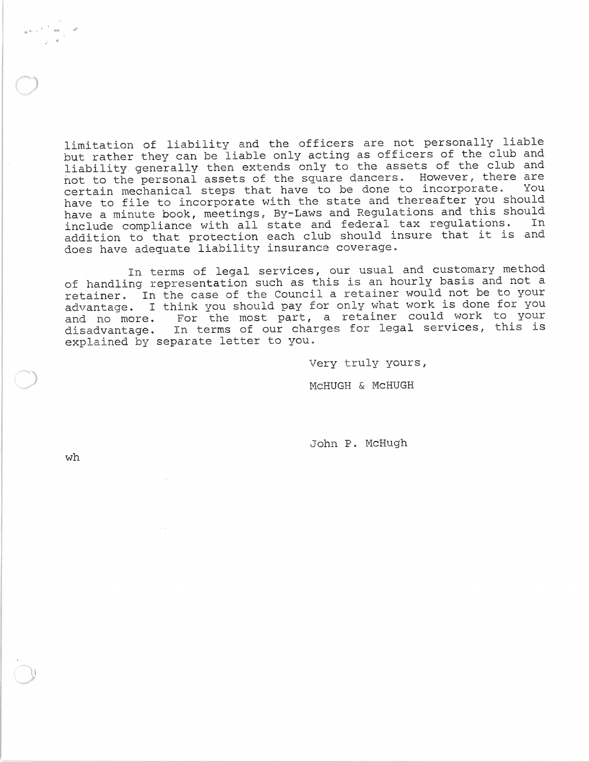limitation of liability and the officers are not personally liable but rather they can be liable only acting as officers of the club and liability generally then extends only to the assets of the club and not to the personal assets of the square dancers. However, there are certain mechanical steps that have to be done to incorporate. You have to file to incorporate with the state and thereafter you should have a minute book, meetings, By-Laws and Regulations and this should include compliance with all state and federal tax regulations. In addition to that protection each club should insure that it is and does have adequate liability insurance coverage.

In terms of legal services, our usual and customary method of handling representation such as this is an hourly basis and not a retainer. In the case of the Council a retainer would not be to your advantage. I think you should pay for only what work is done for you and no more. For the most part, a retainer could work to your disadvantage. In terms of our charges for legal services, this is explained by separate letter to you.

Very truly yours,

McHUGH & McHUGH

John P. McHugh

wh